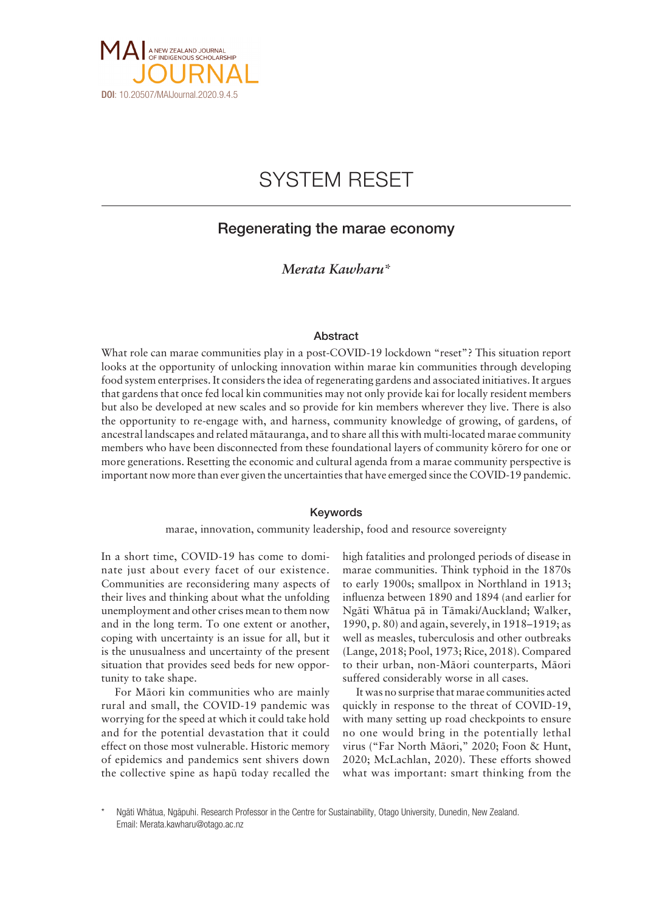MAI JOURNAL — A NEW ZEALAND JOURNAL OF INDIGENOUS SCHOLARSHIP

DOI: 10.20507/MAIJournal.2020.9.4.5

# SYSTEM RESET

## Regenerating the marae economy

*Merata Kawharu**

### Abstract

What role can marae communities play in a post-COVID-19 lockdown "reset"? This situation report looks at the opportunity of unlocking innovation within marae kin communities through developing food system enterprises. It considers the idea of regenerating gardens and associated initiatives. It argues that gardens that once fed local kin communities may not only provide kai for locally resident members but also be developed at new scales and so provide for kin members wherever they live. There is also the opportunity to re-engage with, and harness, community knowledge of growing, of gardens, of ancestral landscapes and related mātauranga, and to share all this with multi-located marae community members who have been disconnected from these foundational layers of community kōrero for one or more generations. Resetting the economic and cultural agenda from a marae community perspective is important now more than ever given the uncertainties that have emerged since the COVID-19 pandemic.

### Keywords

marae, innovation, community leadership, food and resource sovereignty

In a short time, COVID-19 has come to dominate just about every facet of our existence. Communities are reconsidering many aspects of their lives and thinking about what the unfolding unemployment and other crises mean to them now and in the long term. To one extent or another, coping with uncertainty is an issue for all, but it is the unusualness and uncertainty of the present situation that provides seed beds for new opportunity to take shape.

For Māori kin communities who are mainly rural and small, the COVID-19 pandemic was worrying for the speed at which it could take hold and for the potential devastation that it could effect on those most vulnerable. Historic memory of epidemics and pandemics sent shivers down the collective spine as hapū today recalled the high fatalities and prolonged periods of disease in marae communities. Think typhoid in the 1870s to early 1900s; smallpox in Northland in 1913; influenza between 1890 and 1894 (and earlier for Ngāti Whātua pā in Tāmaki/Auckland; Walker, 1990, p. 80) and again, severely, in 1918–1919; as well as measles, tuberculosis and other outbreaks (Lange, 2018; Pool, 1973; Rice, 2018). Compared to their urban, non-Māori counterparts, Māori suffered considerably worse in all cases.

It was no surprise that marae communities acted quickly in response to the threat of COVID-19, with many setting up road checkpoints to ensure no one would bring in the potentially lethal virus ("Far North Māori," 2020; Foon & Hunt, 2020; McLachlan, 2020). These efforts showed what was important: smart thinking from the

\* Ngāti Whātua, Ngāpuhi. Research Professor in the Centre for Sustainability, Otago University, Dunedin, New Zealand. Email: Merata.kawharu@otago.ac.nz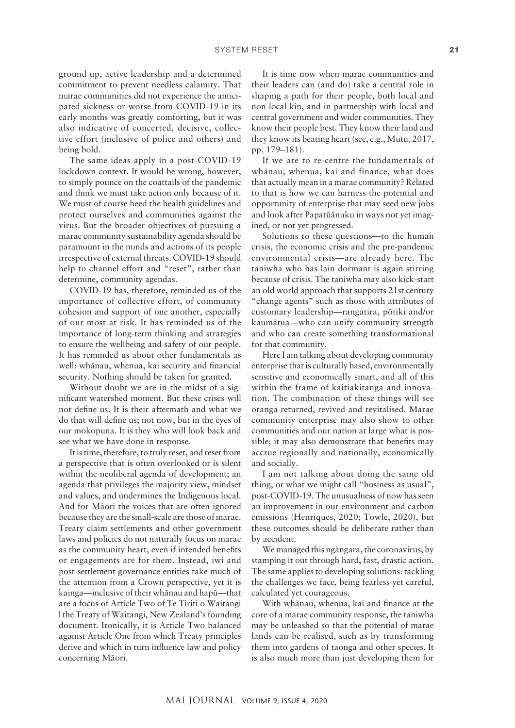ground up, active leadership and a determined commitment to prevent needless calamity. That marae communities did not experience the anticipated sickness or worse from COVID-19 in its early months was greatly comforting, but it was also indicative of concerted, decisive, collective effort (inclusive of police and others) and being bold.

The same ideas apply in a post-COVID-19 lockdown context. It would be wrong, however, to simply pounce on the coattails of the pandemic and think we must take action only because of it. We must of course heed the health guidelines and protect ourselves and communities against the virus. But the broader objectives of pursuing a marae community sustainability agenda should be paramount in the minds and actions of its people irrespective of external threats. COVID-19 should help to channel effort and "reset", rather than determine, community agendas.

COVID-19 has, therefore, reminded us of the importance of collective effort, of community cohesion and support of one another, especially of our most at risk. It has reminded us of the importance of long-term thinking and strategies to ensure the wellbeing and safety of our people. It has reminded us about other fundamentals as well: whānau, whenua, kai security and financial security. Nothing should be taken for granted.

Without doubt we are in the midst of a significant watershed moment. But these crises will not define us. It is their aftermath and what we do that will define us; not now, but in the eyes of our mokopuna. It is they who will look back and see what we have done in response.

It is time, therefore, to truly reset, and reset from a perspective that is often overlooked or is silent within the neoliberal agenda of development; an agenda that privileges the majority view, mindset and values, and undermines the Indigenous local. And for Māori the voices that are often ignored because they are the small-scale are those of marae. Treaty claim settlements and other government laws and policies do not naturally focus on marae as the community heart, even if intended benefits or engagements are for them. Instead, iwi and post-settlement governance entities take much of the attention from a Crown perspective, yet it is kainga—inclusive of their whānau and hapū—that are a focus of Article Two of Te Tiriti o Waitangi | the Treaty of Waitangi, New Zealand's founding document. Ironically, it is Article Two balanced against Article One from which Treaty principles derive and which in turn influence law and policy concerning Māori.

It is time now when marae communities and their leaders can (and do) take a central role in shaping a path for their people, both local and non-local kin, and in partnership with local and central government and wider communities. They know their people best. They know their land and they know its beating heart (see, e.g., Mutu, 2017, pp. 179–181).

If we are to re-centre the fundamentals of whānau, whenua, kai and finance, what does that actually mean in a marae community? Related to that is how we can harness the potential and opportunity of enterprise that may seed new jobs and look after Papatūānuku in ways not yet imagined, or not yet progressed.

Solutions to these questions—to the human crisis, the economic crisis and the pre-pandemic environmental crisis—are already here. The taniwha who has lain dormant is again stirring because of crisis. The taniwha may also kick-start an old world approach that supports 21st century "change agents" such as those with attributes of customary leadership—rangatira, pōtiki and/or kaumātua—who can unify community strength and who can create something transformational for that community.

Here I am talking about developing community enterprise that is culturally based, environmentally sensitive and economically smart, and all of this within the frame of kaitiakitanga and innovation. The combination of these things will see oranga returned, revived and revitalised. Marae community enterprise may also show to other communities and our nation at large what is possible; it may also demonstrate that benefits may accrue regionally and nationally, economically and socially.

I am not talking about doing the same old thing, or what we might call "business as usual", post-COVID-19. The unusualness of now has seen an improvement in our environment and carbon emissions (Henriques, 2020; Towle, 2020), but these outcomes should be deliberate rather than by accident.

We managed this ngāngara, the coronavirus, by stamping it out through hard, fast, drastic action. The same applies to developing solutions: tackling the challenges we face, being fearless yet careful, calculated yet courageous.

With whānau, whenua, kai and finance at the core of a marae community response, the taniwha may be unleashed so that the potential of marae lands can be realised, such as by transforming them into gardens of taonga and other species. It is also much more than just developing them for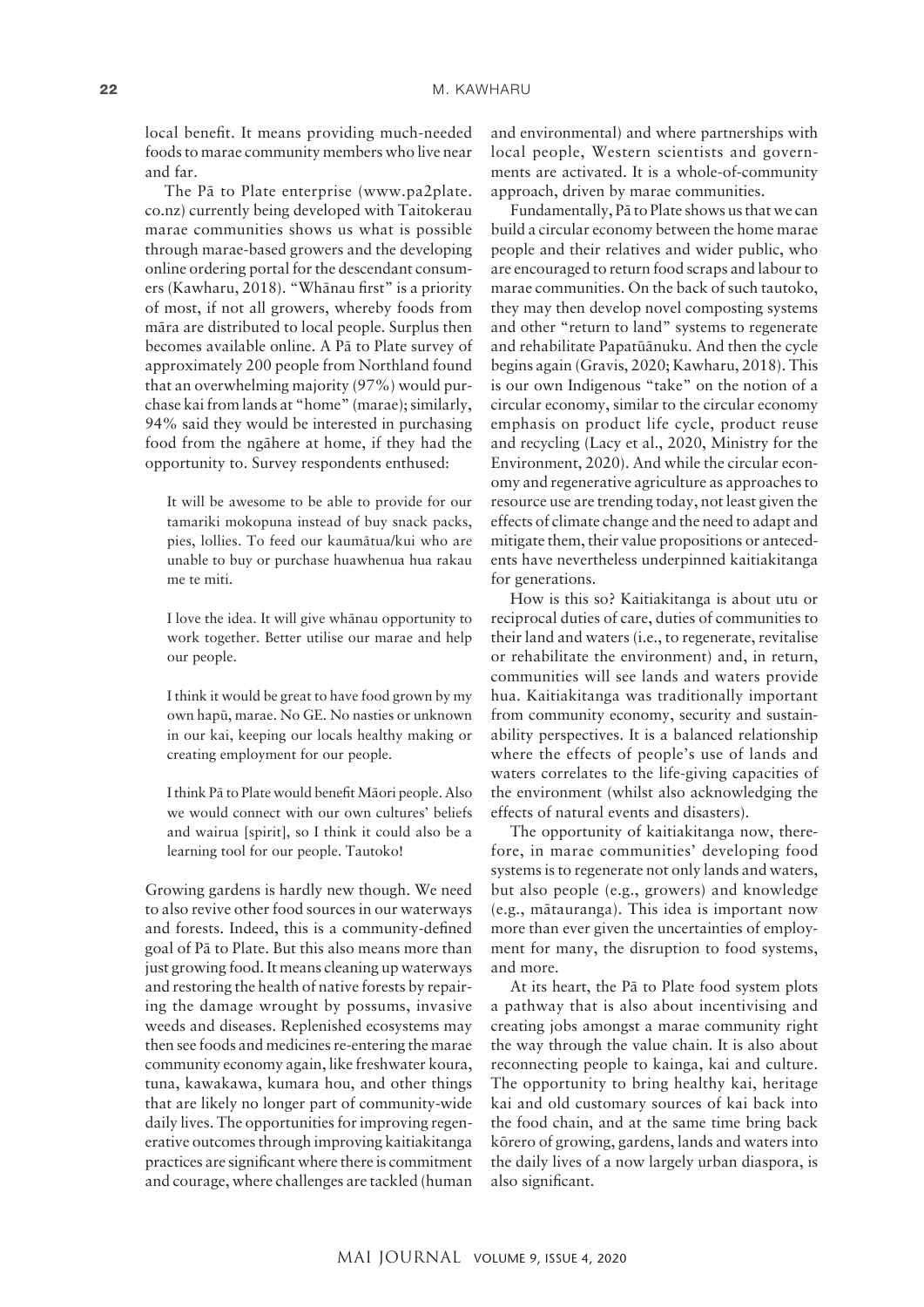local benefit. It means providing much-needed foods to marae community members who live near and far.

The Pā to Plate enterprise (www.pa2plate.co.nz) currently being developed with Taitokerau marae communities shows us what is possible through marae-based growers and the developing online ordering portal for the descendant consumers (Kawharu, 2018). "Whānau first" is a priority of most, if not all growers, whereby foods from māra are distributed to local people. Surplus then becomes available online. A Pā to Plate survey of approximately 200 people from Northland found that an overwhelming majority (97%) would purchase kai from lands at "home" (marae); similarly, 94% said they would be interested in purchasing food from the ngāhere at home, if they had the opportunity to. Survey respondents enthused:

> It will be awesome to be able to provide for our tamariki mokopuna instead of buy snack packs, pies, lollies. To feed our kaumātua/kui who are unable to buy or purchase huawhenua hua rakau me te miti.
>
> I love the idea. It will give whānau opportunity to work together. Better utilise our marae and help our people.
>
> I think it would be great to have food grown by my own hapū, marae. No GE. No nasties or unknown in our kai, keeping our locals healthy making or creating employment for our people.
>
> I think Pā to Plate would benefit Māori people. Also we would connect with our own cultures' beliefs and wairua [spirit], so I think it could also be a learning tool for our people. Tautoko!

Growing gardens is hardly new though. We need to also revive other food sources in our waterways and forests. Indeed, this is a community-defined goal of Pā to Plate. But this also means more than just growing food. It means cleaning up waterways and restoring the health of native forests by repairing the damage wrought by possums, invasive weeds and diseases. Replenished ecosystems may then see foods and medicines re-entering the marae community economy again, like freshwater koura, tuna, kawakawa, kumara hou, and other things that are likely no longer part of community-wide daily lives. The opportunities for improving regenerative outcomes through improving kaitiakitanga practices are significant where there is commitment and courage, where challenges are tackled (human and environmental) and where partnerships with local people, Western scientists and governments are activated. It is a whole-of-community approach, driven by marae communities.

Fundamentally, Pā to Plate shows us that we can build a circular economy between the home marae people and their relatives and wider public, who are encouraged to return food scraps and labour to marae communities. On the back of such tautoko, they may then develop novel composting systems and other "return to land" systems to regenerate and rehabilitate Papatūānuku. And then the cycle begins again (Gravis, 2020; Kawharu, 2018). This is our own Indigenous "take" on the notion of a circular economy, similar to the circular economy emphasis on product life cycle, product reuse and recycling (Lacy et al., 2020, Ministry for the Environment, 2020). And while the circular economy and regenerative agriculture as approaches to resource use are trending today, not least given the effects of climate change and the need to adapt and mitigate them, their value propositions or antecedents have nevertheless underpinned kaitiakitanga for generations.

How is this so? Kaitiakitanga is about utu or reciprocal duties of care, duties of communities to their land and waters (i.e., to regenerate, revitalise or rehabilitate the environment) and, in return, communities will see lands and waters provide hua. Kaitiakitanga was traditionally important from community economy, security and sustainability perspectives. It is a balanced relationship where the effects of people's use of lands and waters correlates to the life-giving capacities of the environment (whilst also acknowledging the effects of natural events and disasters).

The opportunity of kaitiakitanga now, therefore, in marae communities' developing food systems is to regenerate not only lands and waters, but also people (e.g., growers) and knowledge (e.g., mātauranga). This idea is important now more than ever given the uncertainties of employment for many, the disruption to food systems, and more.

At its heart, the Pā to Plate food system plots a pathway that is also about incentivising and creating jobs amongst a marae community right the way through the value chain. It is also about reconnecting people to kainga, kai and culture. The opportunity to bring healthy kai, heritage kai and old customary sources of kai back into the food chain, and at the same time bring back kōrero of growing, gardens, lands and waters into the daily lives of a now largely urban diaspora, is also significant.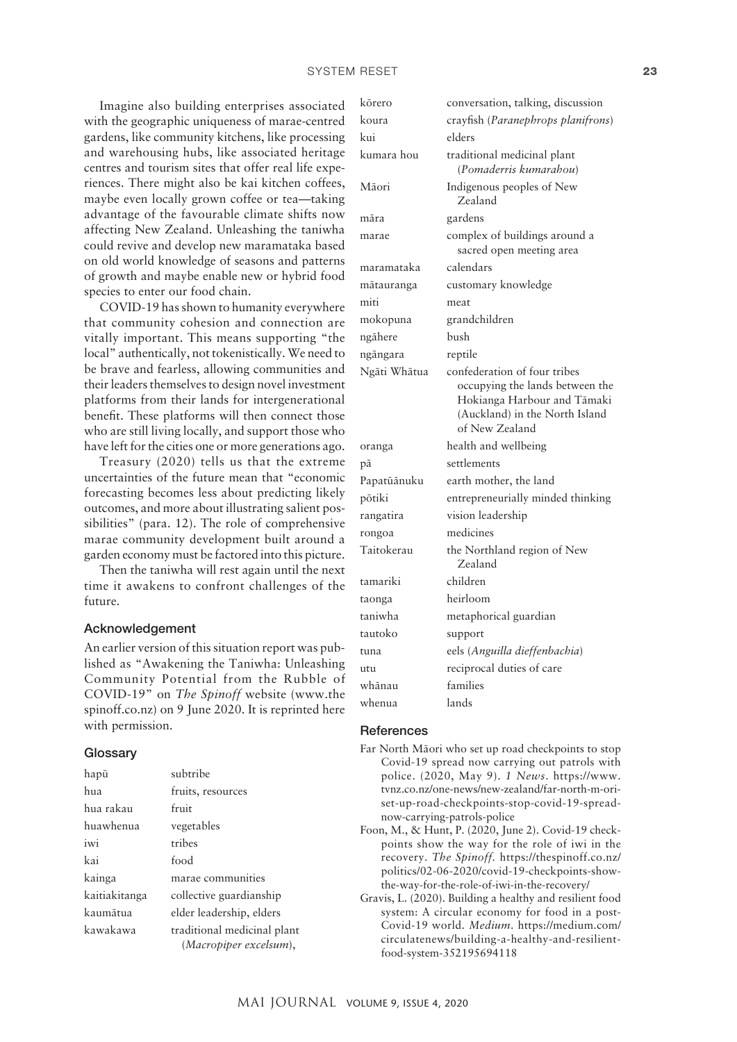Imagine also building enterprises associated with the geographic uniqueness of marae-centred gardens, like community kitchens, like processing and warehousing hubs, like associated heritage centres and tourism sites that offer real life experiences. There might also be kai kitchen coffees, maybe even locally grown coffee or tea—taking advantage of the favourable climate shifts now affecting New Zealand. Unleashing the taniwha could revive and develop new maramataka based on old world knowledge of seasons and patterns of growth and maybe enable new or hybrid food species to enter our food chain.

COVID-19 has shown to humanity everywhere that community cohesion and connection are vitally important. This means supporting "the local" authentically, not tokenistically. We need to be brave and fearless, allowing communities and their leaders themselves to design novel investment platforms from their lands for intergenerational benefit. These platforms will then connect those who are still living locally, and support those who have left for the cities one or more generations ago.

Treasury (2020) tells us that the extreme uncertainties of the future mean that "economic forecasting becomes less about predicting likely outcomes, and more about illustrating salient possibilities" (para. 12). The role of comprehensive marae community development built around a garden economy must be factored into this picture.

Then the taniwha will rest again until the next time it awakens to confront challenges of the future.

## Acknowledgement

An earlier version of this situation report was published as "Awakening the Taniwha: Unleashing Community Potential from the Rubble of COVID-19" on *The Spinoff* website (www.thespinoff.co.nz) on 9 June 2020. It is reprinted here with permission.

## Glossary

| | |
|---|---|
| hapū | subtribe |
| hua | fruits, resources |
| hua rakau | fruit |
| huawhenua | vegetables |
| iwi | tribes |
| kai | food |
| kainga | marae communities |
| kaitiakitanga | collective guardianship |
| kaumātua | elder leadership, elders |
| kawakawa | traditional medicinal plant (*Macropiper excelsum*), |
| kōrero | conversation, talking, discussion |
| koura | crayfish (*Paranephrops planifrons*) |
| kui | elders |
| kumara hou | traditional medicinal plant (*Pomaderris kumarahou*) |
| Māori | Indigenous peoples of New Zealand |
| māra | gardens |
| marae | complex of buildings around a sacred open meeting area |
| maramataka | calendars |
| mātauranga | customary knowledge |
| miti | meat |
| mokopuna | grandchildren |
| ngāhere | bush |
| ngāngara | reptile |
| Ngāti Whātua | confederation of four tribes occupying the lands between the Hokianga Harbour and Tāmaki (Auckland) in the North Island of New Zealand |
| oranga | health and wellbeing |
| pā | settlements |
| Papatūānuku | earth mother, the land |
| pōtiki | entrepreneurially minded thinking |
| rangatira | vision leadership |
| rongoa | medicines |
| Taitokerau | the Northland region of New Zealand |
| tamariki | children |
| taonga | heirloom |
| taniwha | metaphorical guardian |
| tautoko | support |
| tuna | eels (*Anguilla dieffenbachia*) |
| utu | reciprocal duties of care |
| whānau | families |
| whenua | lands |

## References

Far North Māori who set up road checkpoints to stop Covid-19 spread now carrying out patrols with police. (2020, May 9). *1 News*. https://www.tvnz.co.nz/one-news/new-zealand/far-north-m-ori-set-up-road-checkpoints-stop-covid-19-spread-now-carrying-patrols-police

Foon, M., & Hunt, P. (2020, June 2). Covid-19 checkpoints show the way for the role of iwi in the recovery. *The Spinoff*. https://thespinoff.co.nz/politics/02-06-2020/covid-19-checkpoints-show-the-way-for-the-role-of-iwi-in-the-recovery/

Gravis, L. (2020). Building a healthy and resilient food system: A circular economy for food in a post-Covid-19 world. *Medium*. https://medium.com/circulatenews/building-a-healthy-and-resilient-food-system-352195694118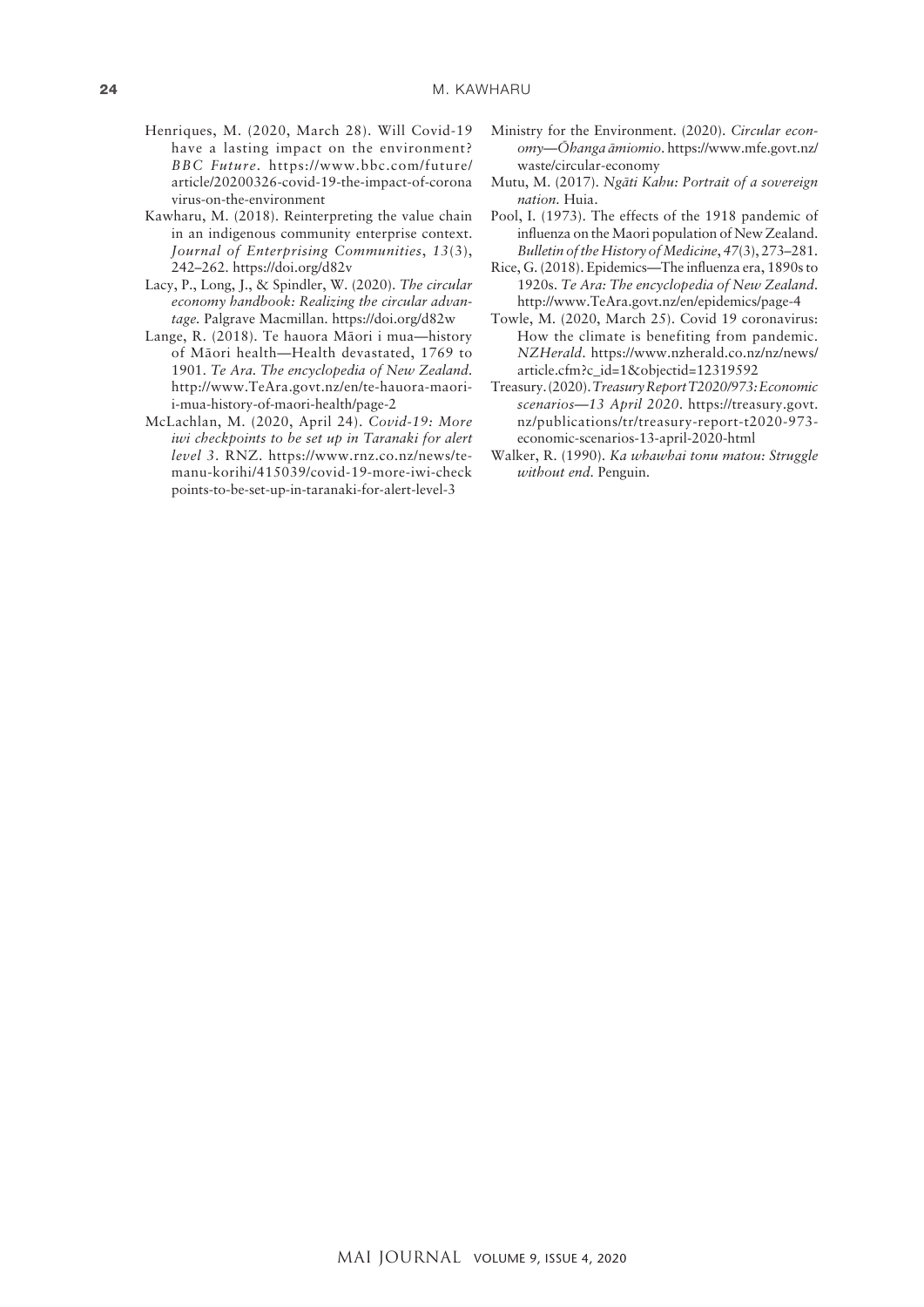Henriques, M. (2020, March 28). Will Covid-19 have a lasting impact on the environment? *BBC Future*. https://www.bbc.com/future/article/20200326-covid-19-the-impact-of-coronavirus-on-the-environment

Kawharu, M. (2018). Reinterpreting the value chain in an indigenous community enterprise context. *Journal of Enterprising Communities*, *13*(3), 242–262. https://doi.org/d82v

Lacy, P., Long, J., & Spindler, W. (2020). *The circular economy handbook: Realizing the circular advantage*. Palgrave Macmillan. https://doi.org/d82w

Lange, R. (2018). Te hauora Māori i mua—history of Māori health—Health devastated, 1769 to 1901. *Te Ara. The encyclopedia of New Zealand*. http://www.TeAra.govt.nz/en/te-hauora-maori-i-mua-history-of-maori-health/page-2

McLachlan, M. (2020, April 24). *Covid-19: More iwi checkpoints to be set up in Taranaki for alert level 3*. RNZ. https://www.rnz.co.nz/news/te-manu-korihi/415039/covid-19-more-iwi-checkpoints-to-be-set-up-in-taranaki-for-alert-level-3

Ministry for the Environment. (2020). *Circular economy—Ōhanga āmiomio*. https://www.mfe.govt.nz/waste/circular-economy

Mutu, M. (2017). *Ngāti Kahu: Portrait of a sovereign nation*. Huia.

Pool, I. (1973). The effects of the 1918 pandemic of influenza on the Maori population of New Zealand. *Bulletin of the History of Medicine*, *47*(3), 273–281.

Rice, G. (2018). Epidemics—The influenza era, 1890s to 1920s. *Te Ara: The encyclopedia of New Zealand*. http://www.TeAra.govt.nz/en/epidemics/page-4

Towle, M. (2020, March 25). Covid 19 coronavirus: How the climate is benefiting from pandemic. *NZHerald*. https://www.nzherald.co.nz/nz/news/article.cfm?c_id=1&objectid=12319592

Treasury. (2020). *Treasury Report T2020/973: Economic scenarios—13 April 2020*. https://treasury.govt.nz/publications/tr/treasury-report-t2020-973-economic-scenarios-13-april-2020-html

Walker, R. (1990). *Ka whawhai tonu matou: Struggle without end*. Penguin.